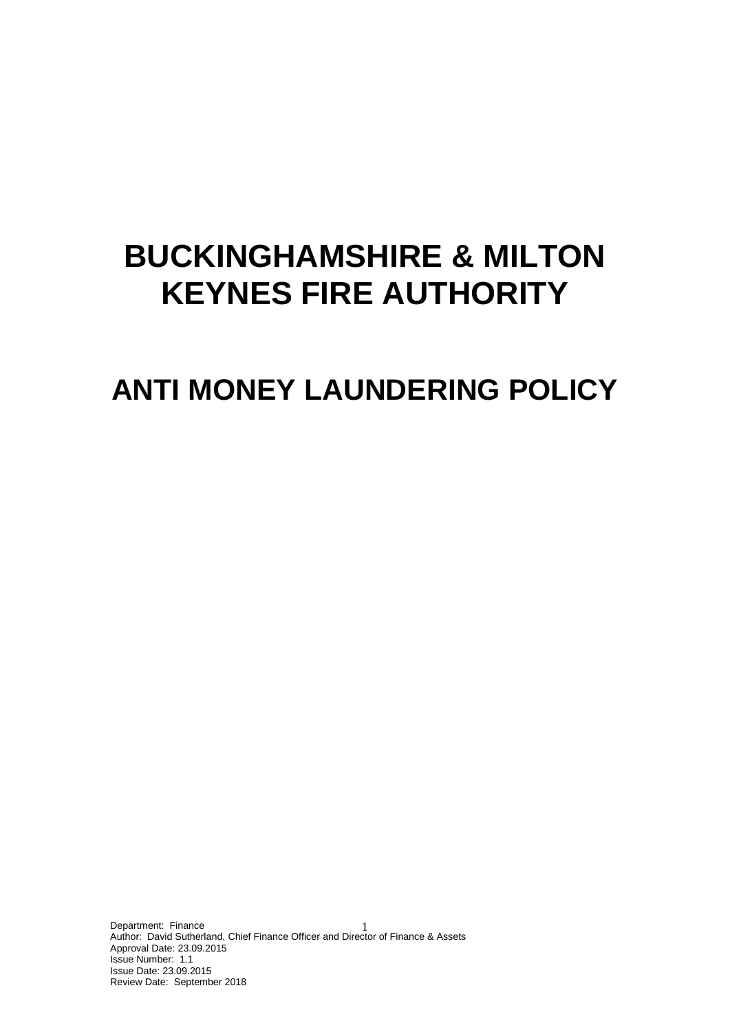# BUCKINGHAMSHIRE & MILTON KEYNES FIRE AUTHORITY

## ANTI MONEY LAUNDERING POLICY

Department: Finance
Author: David Sutherland, Chief Finance Officer and Director of Finance & Assets
Approval Date: 23.09.2015
Issue Number: 1.1
Issue Date: 23.09.2015
Review Date: September 2018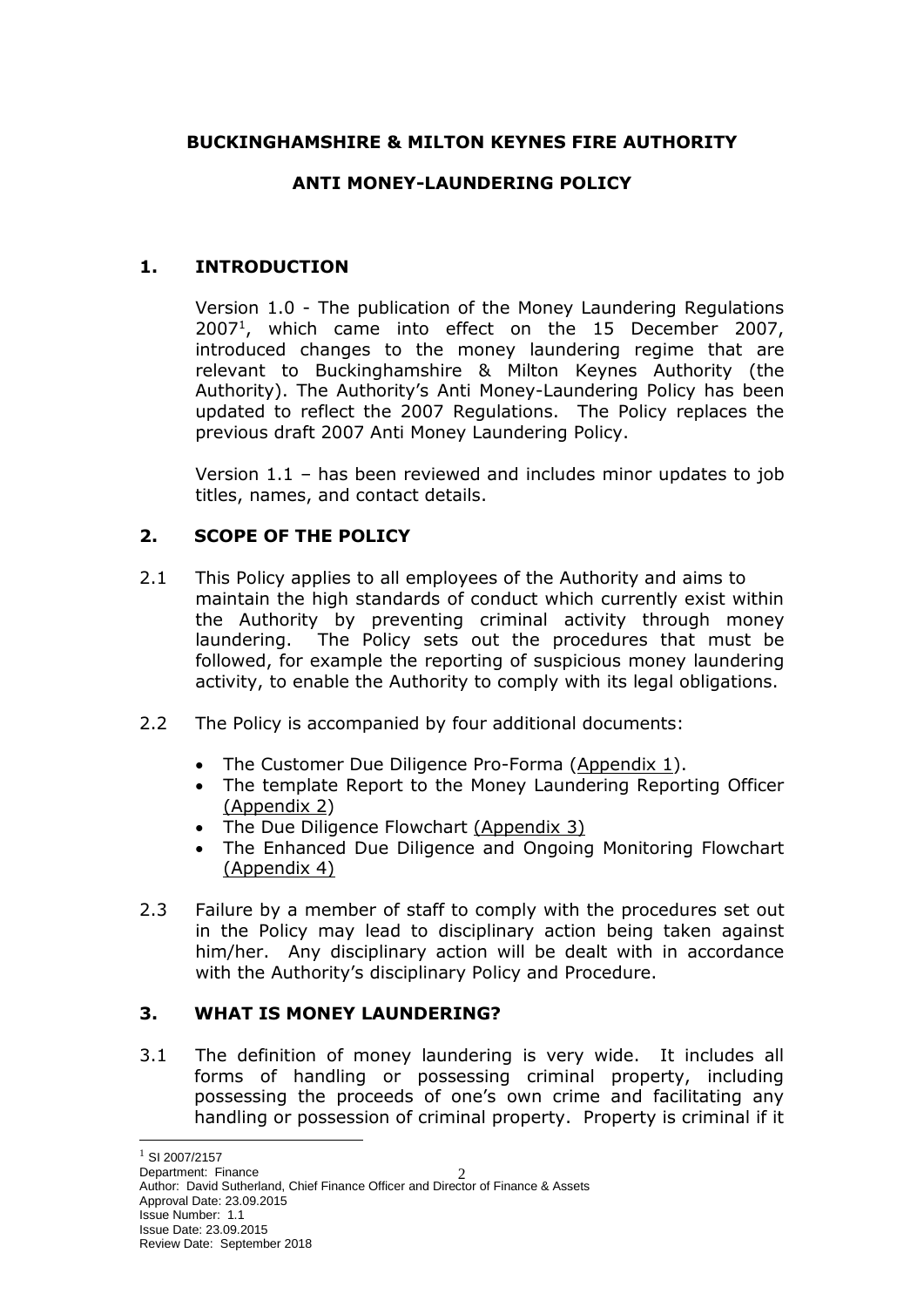**BUCKINGHAMSHIRE & MILTON KEYNES FIRE AUTHORITY**

**ANTI MONEY-LAUNDERING POLICY**

## 1. INTRODUCTION

Version 1.0 - The publication of the Money Laundering Regulations 2007[1], which came into effect on the 15 December 2007, introduced changes to the money laundering regime that are relevant to Buckinghamshire & Milton Keynes Authority (the Authority). The Authority's Anti Money-Laundering Policy has been updated to reflect the 2007 Regulations. The Policy replaces the previous draft 2007 Anti Money Laundering Policy.

Version 1.1 – has been reviewed and includes minor updates to job titles, names, and contact details.

## 2. SCOPE OF THE POLICY

2.1 This Policy applies to all employees of the Authority and aims to maintain the high standards of conduct which currently exist within the Authority by preventing criminal activity through money laundering. The Policy sets out the procedures that must be followed, for example the reporting of suspicious money laundering activity, to enable the Authority to comply with its legal obligations.

2.2 The Policy is accompanied by four additional documents:

- The Customer Due Diligence Pro-Forma (Appendix 1).
- The template Report to the Money Laundering Reporting Officer (Appendix 2)
- The Due Diligence Flowchart (Appendix 3)
- The Enhanced Due Diligence and Ongoing Monitoring Flowchart (Appendix 4)

2.3 Failure by a member of staff to comply with the procedures set out in the Policy may lead to disciplinary action being taken against him/her. Any disciplinary action will be dealt with in accordance with the Authority's disciplinary Policy and Procedure.

## 3. WHAT IS MONEY LAUNDERING?

3.1 The definition of money laundering is very wide. It includes all forms of handling or possessing criminal property, including possessing the proceeds of one's own crime and facilitating any handling or possession of criminal property. Property is criminal if it

[1] SI 2007/2157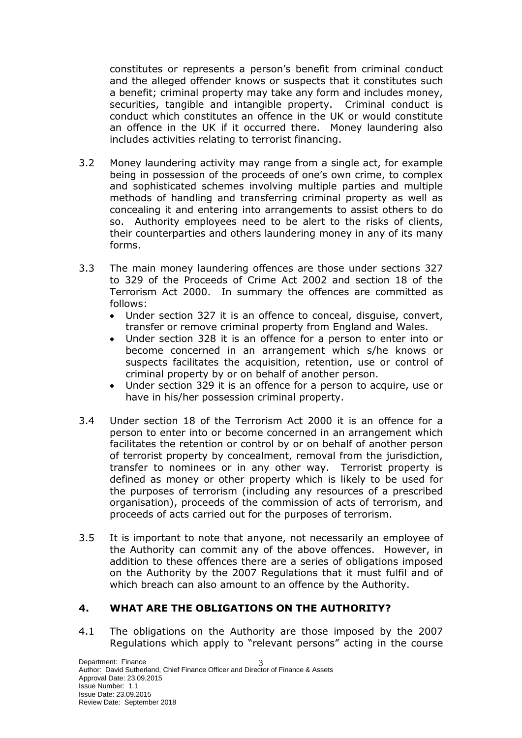constitutes or represents a person's benefit from criminal conduct and the alleged offender knows or suspects that it constitutes such a benefit; criminal property may take any form and includes money, securities, tangible and intangible property. Criminal conduct is conduct which constitutes an offence in the UK or would constitute an offence in the UK if it occurred there. Money laundering also includes activities relating to terrorist financing.

3.2 Money laundering activity may range from a single act, for example being in possession of the proceeds of one's own crime, to complex and sophisticated schemes involving multiple parties and multiple methods of handling and transferring criminal property as well as concealing it and entering into arrangements to assist others to do so. Authority employees need to be alert to the risks of clients, their counterparties and others laundering money in any of its many forms.

3.3 The main money laundering offences are those under sections 327 to 329 of the Proceeds of Crime Act 2002 and section 18 of the Terrorism Act 2000. In summary the offences are committed as follows:

- Under section 327 it is an offence to conceal, disguise, convert, transfer or remove criminal property from England and Wales.
- Under section 328 it is an offence for a person to enter into or become concerned in an arrangement which s/he knows or suspects facilitates the acquisition, retention, use or control of criminal property by or on behalf of another person.
- Under section 329 it is an offence for a person to acquire, use or have in his/her possession criminal property.

3.4 Under section 18 of the Terrorism Act 2000 it is an offence for a person to enter into or become concerned in an arrangement which facilitates the retention or control by or on behalf of another person of terrorist property by concealment, removal from the jurisdiction, transfer to nominees or in any other way. Terrorist property is defined as money or other property which is likely to be used for the purposes of terrorism (including any resources of a prescribed organisation), proceeds of the commission of acts of terrorism, and proceeds of acts carried out for the purposes of terrorism.

3.5 It is important to note that anyone, not necessarily an employee of the Authority can commit any of the above offences. However, in addition to these offences there are a series of obligations imposed on the Authority by the 2007 Regulations that it must fulfil and of which breach can also amount to an offence by the Authority.

## 4. WHAT ARE THE OBLIGATIONS ON THE AUTHORITY?

4.1 The obligations on the Authority are those imposed by the 2007 Regulations which apply to "relevant persons" acting in the course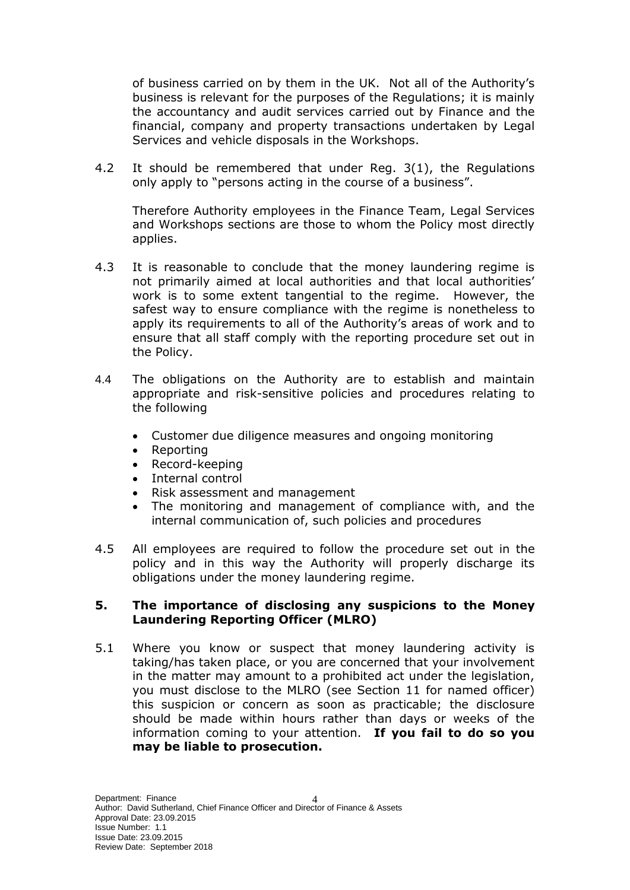of business carried on by them in the UK. Not all of the Authority's business is relevant for the purposes of the Regulations; it is mainly the accountancy and audit services carried out by Finance and the financial, company and property transactions undertaken by Legal Services and vehicle disposals in the Workshops.

4.2 It should be remembered that under Reg. 3(1), the Regulations only apply to "persons acting in the course of a business".

Therefore Authority employees in the Finance Team, Legal Services and Workshops sections are those to whom the Policy most directly applies.

4.3 It is reasonable to conclude that the money laundering regime is not primarily aimed at local authorities and that local authorities' work is to some extent tangential to the regime. However, the safest way to ensure compliance with the regime is nonetheless to apply its requirements to all of the Authority's areas of work and to ensure that all staff comply with the reporting procedure set out in the Policy.

4.4 The obligations on the Authority are to establish and maintain appropriate and risk-sensitive policies and procedures relating to the following

- Customer due diligence measures and ongoing monitoring
- Reporting
- Record-keeping
- Internal control
- Risk assessment and management
- The monitoring and management of compliance with, and the internal communication of, such policies and procedures

4.5 All employees are required to follow the procedure set out in the policy and in this way the Authority will properly discharge its obligations under the money laundering regime.

## 5. The importance of disclosing any suspicions to the Money Laundering Reporting Officer (MLRO)

5.1 Where you know or suspect that money laundering activity is taking/has taken place, or you are concerned that your involvement in the matter may amount to a prohibited act under the legislation, you must disclose to the MLRO (see Section 11 for named officer) this suspicion or concern as soon as practicable; the disclosure should be made within hours rather than days or weeks of the information coming to your attention. **If you fail to do so you may be liable to prosecution.**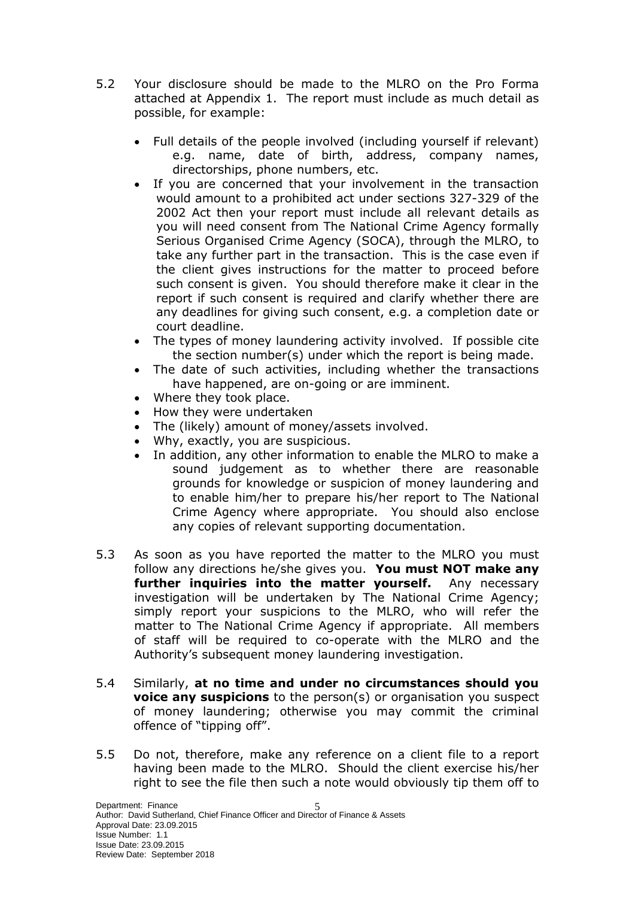5.2 Your disclosure should be made to the MLRO on the Pro Forma attached at Appendix 1. The report must include as much detail as possible, for example:

- Full details of the people involved (including yourself if relevant) e.g. name, date of birth, address, company names, directorships, phone numbers, etc.
- If you are concerned that your involvement in the transaction would amount to a prohibited act under sections 327-329 of the 2002 Act then your report must include all relevant details as you will need consent from The National Crime Agency formally Serious Organised Crime Agency (SOCA), through the MLRO, to take any further part in the transaction. This is the case even if the client gives instructions for the matter to proceed before such consent is given. You should therefore make it clear in the report if such consent is required and clarify whether there are any deadlines for giving such consent, e.g. a completion date or court deadline.
- The types of money laundering activity involved. If possible cite the section number(s) under which the report is being made.
- The date of such activities, including whether the transactions have happened, are on-going or are imminent.
- Where they took place.
- How they were undertaken
- The (likely) amount of money/assets involved.
- Why, exactly, you are suspicious.
- In addition, any other information to enable the MLRO to make a sound judgement as to whether there are reasonable grounds for knowledge or suspicion of money laundering and to enable him/her to prepare his/her report to The National Crime Agency where appropriate. You should also enclose any copies of relevant supporting documentation.

5.3 As soon as you have reported the matter to the MLRO you must follow any directions he/she gives you. **You must NOT make any further inquiries into the matter yourself.** Any necessary investigation will be undertaken by The National Crime Agency; simply report your suspicions to the MLRO, who will refer the matter to The National Crime Agency if appropriate. All members of staff will be required to co-operate with the MLRO and the Authority's subsequent money laundering investigation.

5.4 Similarly, **at no time and under no circumstances should you voice any suspicions** to the person(s) or organisation you suspect of money laundering; otherwise you may commit the criminal offence of "tipping off".

5.5 Do not, therefore, make any reference on a client file to a report having been made to the MLRO. Should the client exercise his/her right to see the file then such a note would obviously tip them off to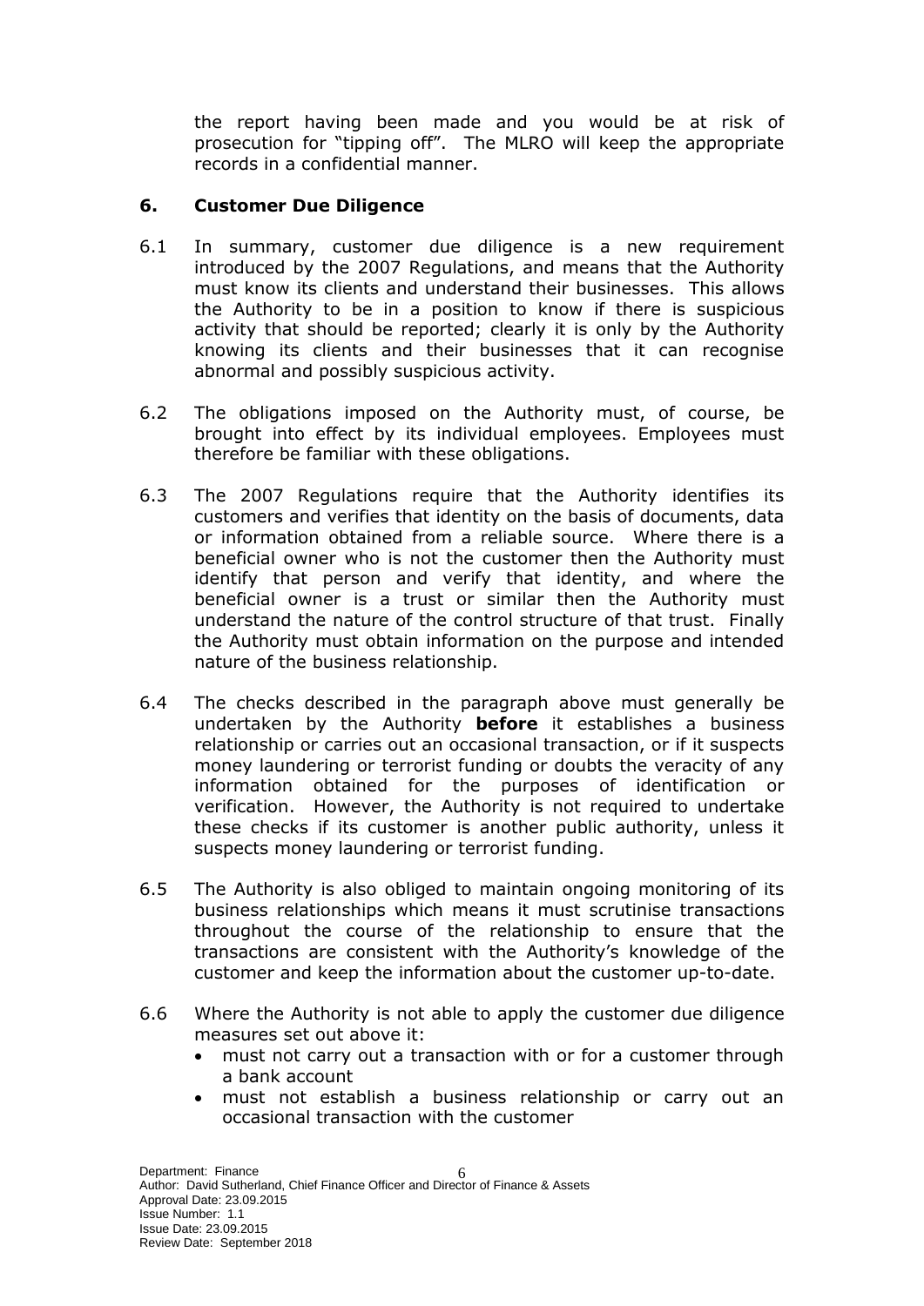the report having been made and you would be at risk of prosecution for "tipping off". The MLRO will keep the appropriate records in a confidential manner.

## 6. Customer Due Diligence

6.1 In summary, customer due diligence is a new requirement introduced by the 2007 Regulations, and means that the Authority must know its clients and understand their businesses. This allows the Authority to be in a position to know if there is suspicious activity that should be reported; clearly it is only by the Authority knowing its clients and their businesses that it can recognise abnormal and possibly suspicious activity.

6.2 The obligations imposed on the Authority must, of course, be brought into effect by its individual employees. Employees must therefore be familiar with these obligations.

6.3 The 2007 Regulations require that the Authority identifies its customers and verifies that identity on the basis of documents, data or information obtained from a reliable source. Where there is a beneficial owner who is not the customer then the Authority must identify that person and verify that identity, and where the beneficial owner is a trust or similar then the Authority must understand the nature of the control structure of that trust. Finally the Authority must obtain information on the purpose and intended nature of the business relationship.

6.4 The checks described in the paragraph above must generally be undertaken by the Authority **before** it establishes a business relationship or carries out an occasional transaction, or if it suspects money laundering or terrorist funding or doubts the veracity of any information obtained for the purposes of identification or verification. However, the Authority is not required to undertake these checks if its customer is another public authority, unless it suspects money laundering or terrorist funding.

6.5 The Authority is also obliged to maintain ongoing monitoring of its business relationships which means it must scrutinise transactions throughout the course of the relationship to ensure that the transactions are consistent with the Authority's knowledge of the customer and keep the information about the customer up-to-date.

6.6 Where the Authority is not able to apply the customer due diligence measures set out above it:

- must not carry out a transaction with or for a customer through a bank account
- must not establish a business relationship or carry out an occasional transaction with the customer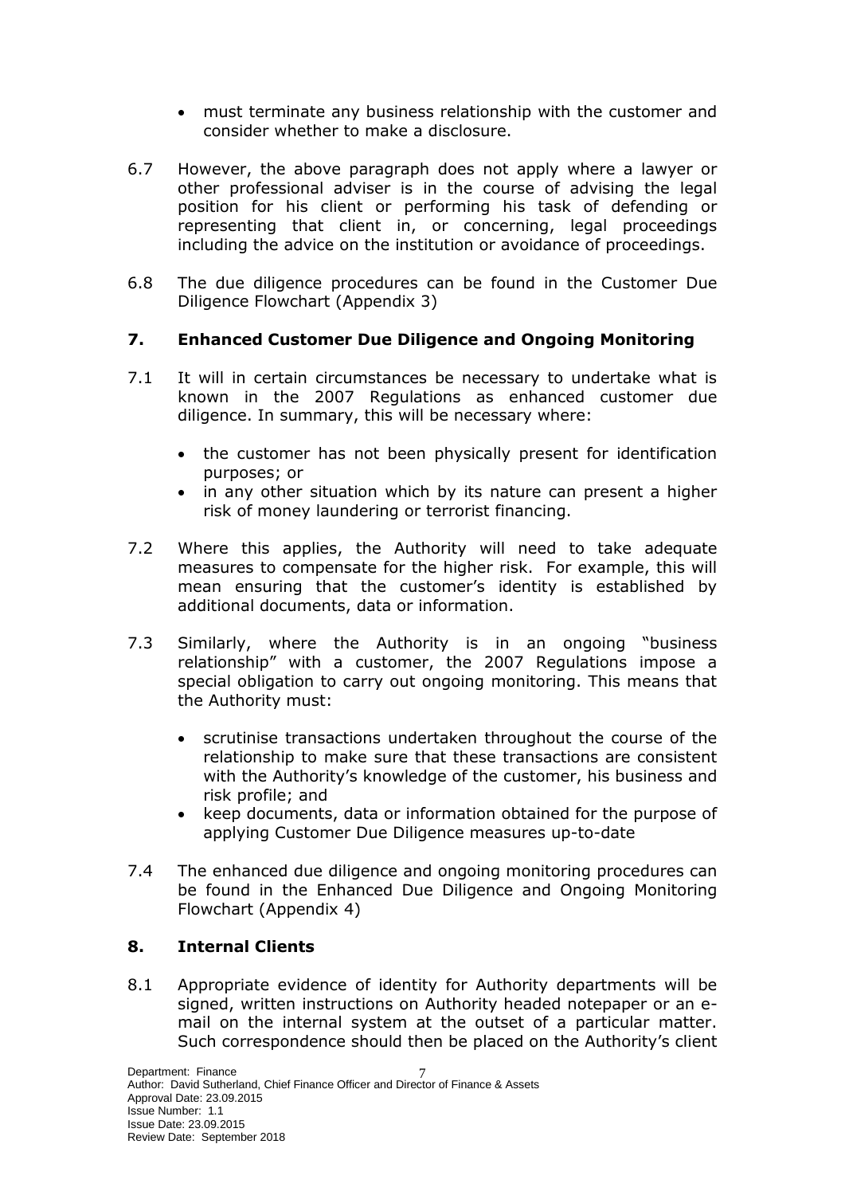- must terminate any business relationship with the customer and consider whether to make a disclosure.

6.7 However, the above paragraph does not apply where a lawyer or other professional adviser is in the course of advising the legal position for his client or performing his task of defending or representing that client in, or concerning, legal proceedings including the advice on the institution or avoidance of proceedings.

6.8 The due diligence procedures can be found in the Customer Due Diligence Flowchart (Appendix 3)

## 7. Enhanced Customer Due Diligence and Ongoing Monitoring

7.1 It will in certain circumstances be necessary to undertake what is known in the 2007 Regulations as enhanced customer due diligence. In summary, this will be necessary where:

- the customer has not been physically present for identification purposes; or
- in any other situation which by its nature can present a higher risk of money laundering or terrorist financing.

7.2 Where this applies, the Authority will need to take adequate measures to compensate for the higher risk. For example, this will mean ensuring that the customer's identity is established by additional documents, data or information.

7.3 Similarly, where the Authority is in an ongoing "business relationship" with a customer, the 2007 Regulations impose a special obligation to carry out ongoing monitoring. This means that the Authority must:

- scrutinise transactions undertaken throughout the course of the relationship to make sure that these transactions are consistent with the Authority's knowledge of the customer, his business and risk profile; and
- keep documents, data or information obtained for the purpose of applying Customer Due Diligence measures up-to-date

7.4 The enhanced due diligence and ongoing monitoring procedures can be found in the Enhanced Due Diligence and Ongoing Monitoring Flowchart (Appendix 4)

## 8. Internal Clients

8.1 Appropriate evidence of identity for Authority departments will be signed, written instructions on Authority headed notepaper or an e-mail on the internal system at the outset of a particular matter. Such correspondence should then be placed on the Authority's client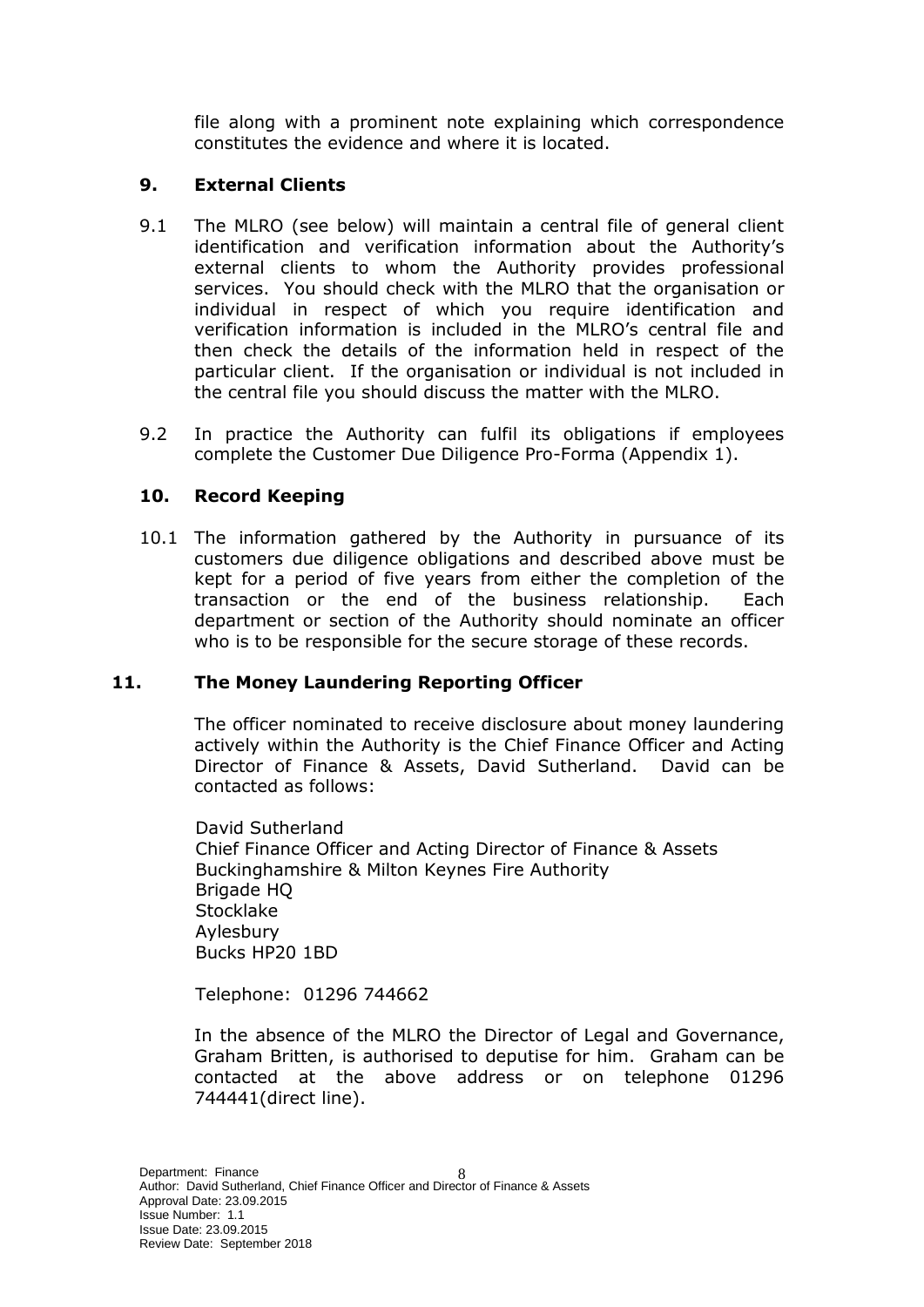file along with a prominent note explaining which correspondence constitutes the evidence and where it is located.

## 9. External Clients

9.1 The MLRO (see below) will maintain a central file of general client identification and verification information about the Authority's external clients to whom the Authority provides professional services. You should check with the MLRO that the organisation or individual in respect of which you require identification and verification information is included in the MLRO's central file and then check the details of the information held in respect of the particular client. If the organisation or individual is not included in the central file you should discuss the matter with the MLRO.

9.2 In practice the Authority can fulfil its obligations if employees complete the Customer Due Diligence Pro-Forma (Appendix 1).

## 10. Record Keeping

10.1 The information gathered by the Authority in pursuance of its customers due diligence obligations and described above must be kept for a period of five years from either the completion of the transaction or the end of the business relationship. Each department or section of the Authority should nominate an officer who is to be responsible for the secure storage of these records.

## 11. The Money Laundering Reporting Officer

The officer nominated to receive disclosure about money laundering actively within the Authority is the Chief Finance Officer and Acting Director of Finance & Assets, David Sutherland. David can be contacted as follows:

David Sutherland
Chief Finance Officer and Acting Director of Finance & Assets
Buckinghamshire & Milton Keynes Fire Authority
Brigade HQ
Stocklake
Aylesbury
Bucks HP20 1BD

Telephone: 01296 744662

In the absence of the MLRO the Director of Legal and Governance, Graham Britten, is authorised to deputise for him. Graham can be contacted at the above address or on telephone 01296 744441(direct line).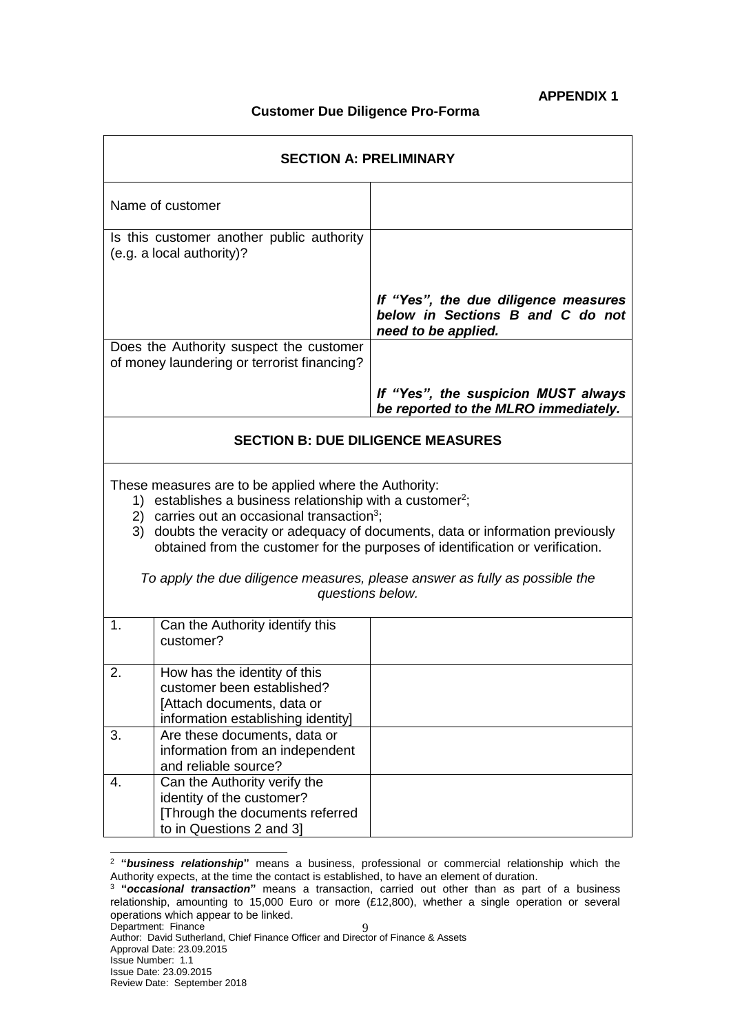**APPENDIX 1**

**Customer Due Diligence Pro-Forma**

| **SECTION A: PRELIMINARY** | |
|---|---|
| Name of customer | |
| Is this customer another public authority (e.g. a local authority)? | ***If "Yes", the due diligence measures below in Sections B and C do not need to be applied.*** |
| Does the Authority suspect the customer of money laundering or terrorist financing? | ***If "Yes", the suspicion MUST always be reported to the MLRO immediately.*** |

**SECTION B: DUE DILIGENCE MEASURES**

These measures are to be applied where the Authority:

1) establishes a business relationship with a customer[2];
2) carries out an occasional transaction[3];
3) doubts the veracity or adequacy of documents, data or information previously obtained from the customer for the purposes of identification or verification.

*To apply the due diligence measures, please answer as fully as possible the questions below.*

| | | |
|---|---|---|
| 1. | Can the Authority identify this customer? | |
| 2. | How has the identity of this customer been established? [Attach documents, data or information establishing identity] | |
| 3. | Are these documents, data or information from an independent and reliable source? | |
| 4. | Can the Authority verify the identity of the customer? [Through the documents referred to in Questions 2 and 3] | |

[2] **"*business relationship*"** means a business, professional or commercial relationship which the Authority expects, at the time the contact is established, to have an element of duration.

[3] **"*occasional transaction*"** means a transaction, carried out other than as part of a business relationship, amounting to 15,000 Euro or more (£12,800), whether a single operation or several operations which appear to be linked.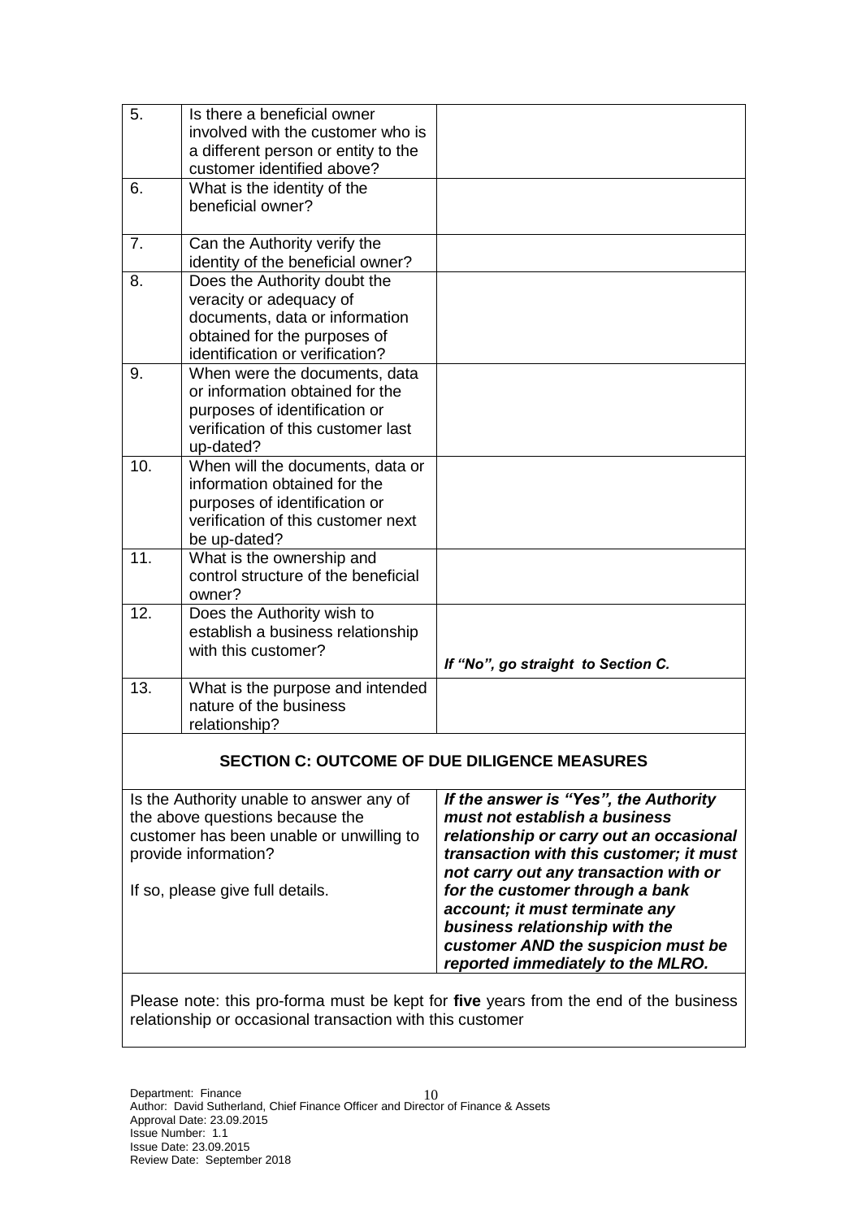| 5. | Is there a beneficial owner involved with the customer who is a different person or entity to the customer identified above? | |
|---|---|---|
| 6. | What is the identity of the beneficial owner? | |
| 7. | Can the Authority verify the identity of the beneficial owner? | |
| 8. | Does the Authority doubt the veracity or adequacy of documents, data or information obtained for the purposes of identification or verification? | |
| 9. | When were the documents, data or information obtained for the purposes of identification or verification of this customer last up-dated? | |
| 10. | When will the documents, data or information obtained for the purposes of identification or verification of this customer next be up-dated? | |
| 11. | What is the ownership and control structure of the beneficial owner? | |
| 12. | Does the Authority wish to establish a business relationship with this customer? | ***If "No", go straight to Section C.*** |
| 13. | What is the purpose and intended nature of the business relationship? | |

## SECTION C: OUTCOME OF DUE DILIGENCE MEASURES

| Is the Authority unable to answer any of the above questions because the customer has been unable or unwilling to provide information?<br><br>If so, please give full details. | ***If the answer is "Yes", the Authority must not establish a business relationship or carry out an occasional transaction with this customer; it must not carry out any transaction with or for the customer through a bank account; it must terminate any business relationship with the customer AND the suspicion must be reported immediately to the MLRO.*** |
|---|---|

Please note: this pro-forma must be kept for **five** years from the end of the business relationship or occasional transaction with this customer

Department: Finance
Author: David Sutherland, Chief Finance Officer and Director of Finance & Assets
Approval Date: 23.09.2015
Issue Number: 1.1
Issue Date: 23.09.2015
Review Date: September 2018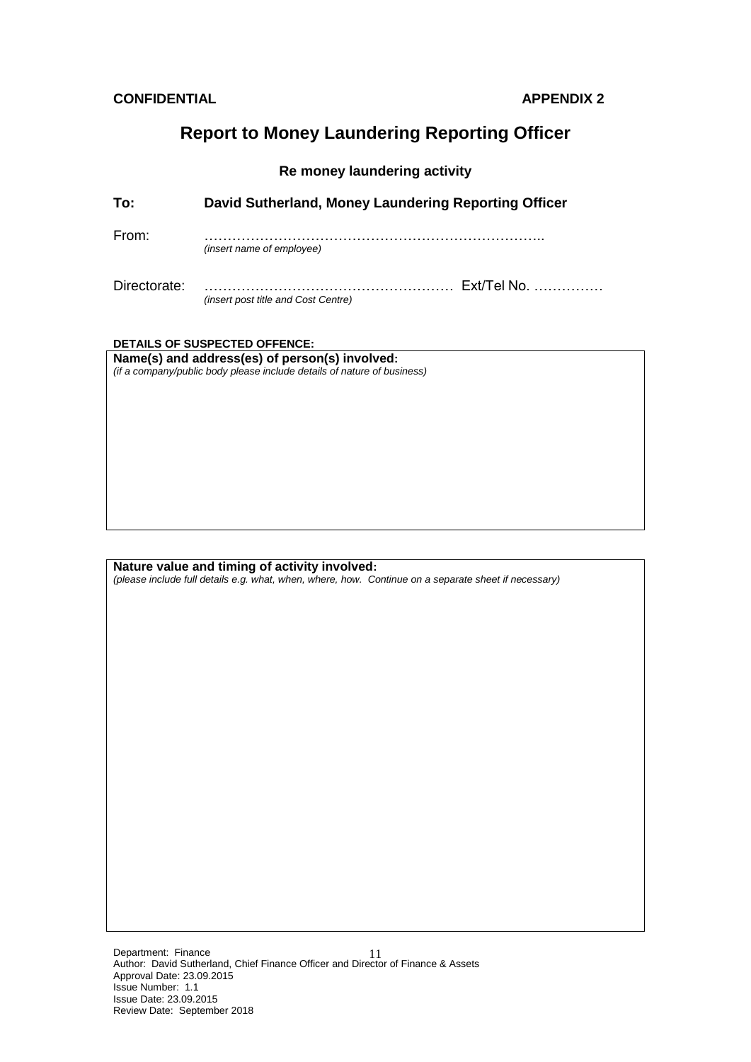**CONFIDENTIAL** **APPENDIX 2**

# Report to Money Laundering Reporting Officer

### Re money laundering activity

**To: David Sutherland, Money Laundering Reporting Officer**

From: ………………………………………………………………..
*(insert name of employee)*

Directorate: …………………………………………… Ext/Tel No. ……………
*(insert post title and Cost Centre)*

**DETAILS OF SUSPECTED OFFENCE:**

**Name(s) and address(es) of person(s) involved:**
*(if a company/public body please include details of nature of business)*

**Nature value and timing of activity involved:**
*(please include full details e.g. what, when, where, how. Continue on a separate sheet if necessary)*

Department: Finance
Author: David Sutherland, Chief Finance Officer and Director of Finance & Assets
Approval Date: 23.09.2015
Issue Number: 1.1
Issue Date: 23.09.2015
Review Date: September 2018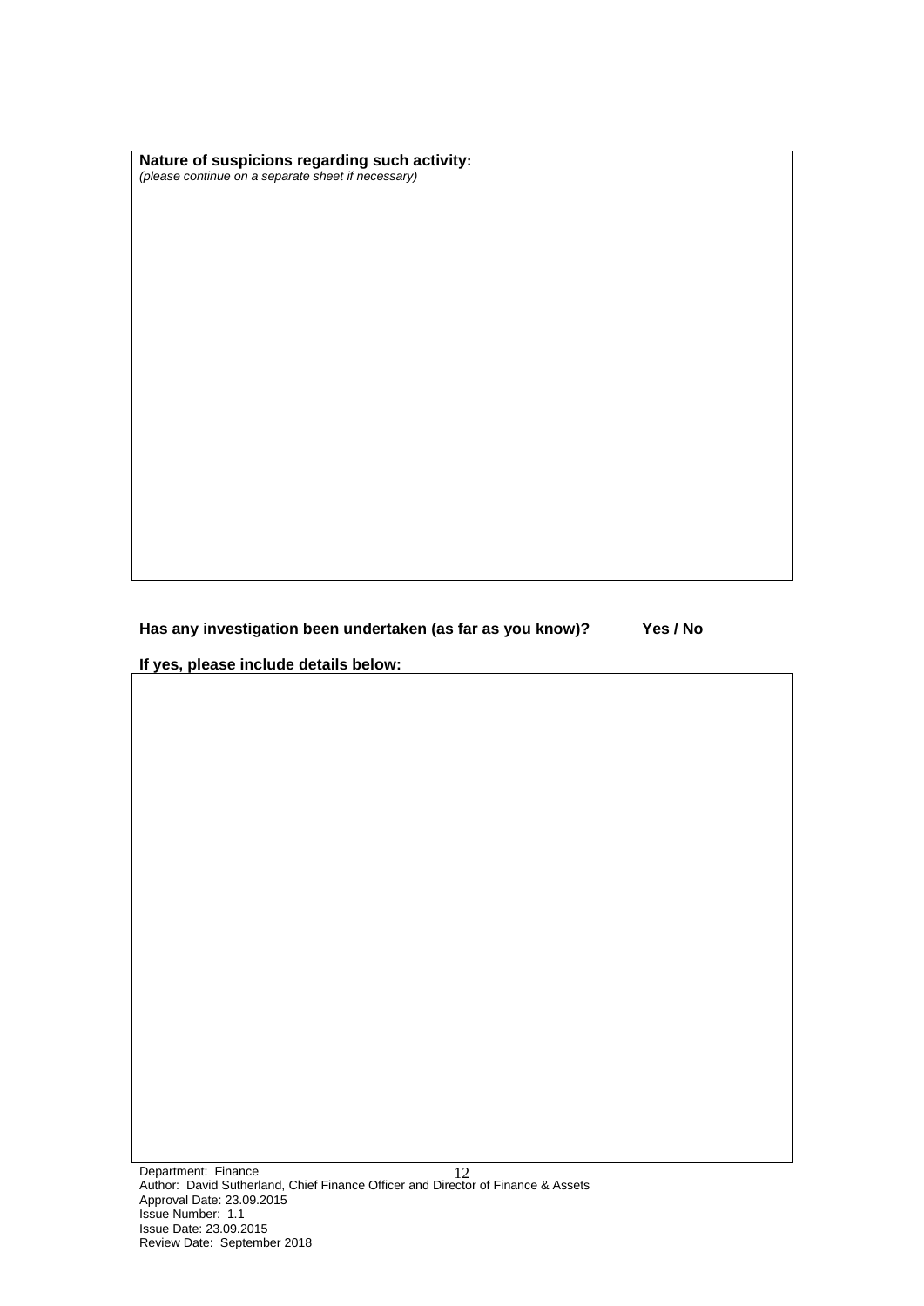**Nature of suspicions regarding such activity:**
*(please continue on a separate sheet if necessary)*

**Has any investigation been undertaken (as far as you know)? Yes / No**

**If yes, please include details below:**

Department: Finance
Author: David Sutherland, Chief Finance Officer and Director of Finance & Assets
Approval Date: 23.09.2015
Issue Number: 1.1
Issue Date: 23.09.2015
Review Date: September 2018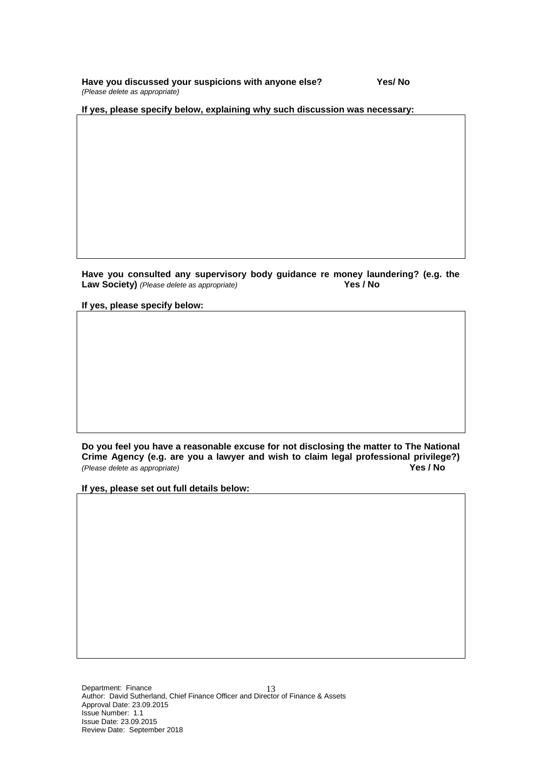**Have you discussed your suspicions with anyone else? Yes/ No**
*(Please delete as appropriate)*

**If yes, please specify below, explaining why such discussion was necessary:**

| |
|---|
| |

**Have you consulted any supervisory body guidance re money laundering? (e.g. the Law Society)** *(Please delete as appropriate)* **Yes / No**

**If yes, please specify below:**

| |
|---|
| |

**Do you feel you have a reasonable excuse for not disclosing the matter to The National Crime Agency (e.g. are you a lawyer and wish to claim legal professional privilege?)** *(Please delete as appropriate)* **Yes / No**

**If yes, please set out full details below:**

| |
|---|
| |

Department: Finance
Author: David Sutherland, Chief Finance Officer and Director of Finance & Assets
Approval Date: 23.09.2015
Issue Number: 1.1
Issue Date: 23.09.2015
Review Date: September 2018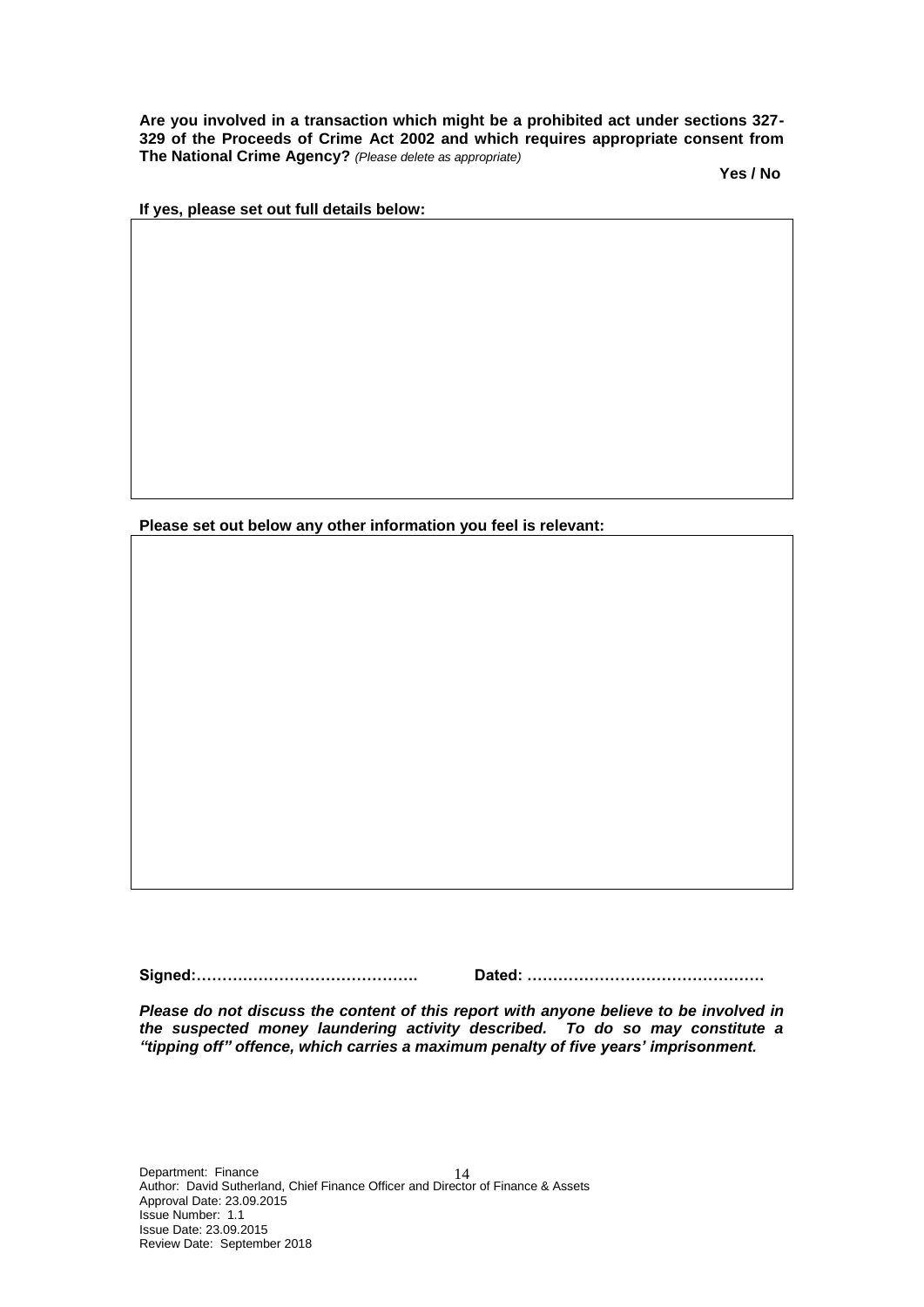**Are you involved in a transaction which might be a prohibited act under sections 327-329 of the Proceeds of Crime Act 2002 and which requires appropriate consent from The National Crime Agency?** *(Please delete as appropriate)*

**Yes / No**

**If yes, please set out full details below:**

| |
|---|
| |

**Please set out below any other information you feel is relevant:**

| |
|---|
| |

**Signed:…………………………………….** **Dated: ………………………………………**

***Please do not discuss the content of this report with anyone believe to be involved in the suspected money laundering activity described. To do so may constitute a "tipping off" offence, which carries a maximum penalty of five years' imprisonment.***

Department: Finance
Author: David Sutherland, Chief Finance Officer and Director of Finance & Assets
Approval Date: 23.09.2015
Issue Number: 1.1
Issue Date: 23.09.2015
Review Date: September 2018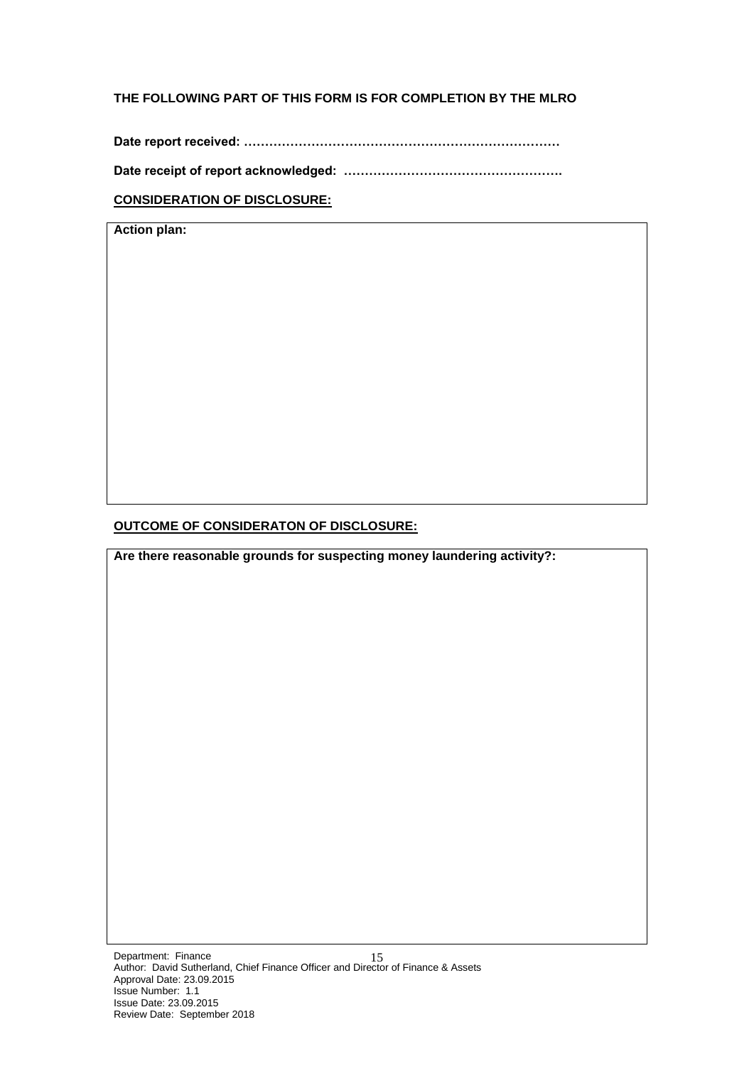**THE FOLLOWING PART OF THIS FORM IS FOR COMPLETION BY THE MLRO**

**Date report received: …………………………………………………………………**

**Date receipt of report acknowledged: …………………………………………….**

**<u>CONSIDERATION OF DISCLOSURE:</u>**

| **Action plan:** |
|---|
| |

**<u>OUTCOME OF CONSIDERATON OF DISCLOSURE:</u>**

| **Are there reasonable grounds for suspecting money laundering activity?:** |
|---|
| |

Department: Finance
Author: David Sutherland, Chief Finance Officer and Director of Finance & Assets
Approval Date: 23.09.2015
Issue Number: 1.1
Issue Date: 23.09.2015
Review Date: September 2018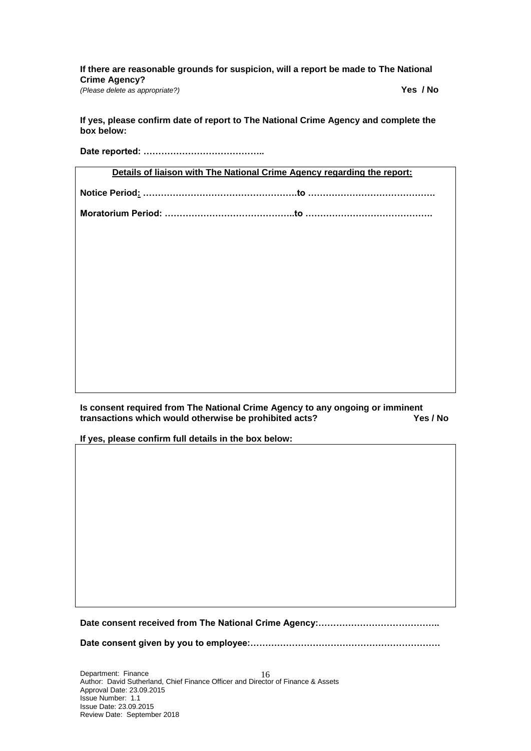**If there are reasonable grounds for suspicion, will a report be made to The National Crime Agency?**

*(Please delete as appropriate?)* **Yes / No**

**If yes, please confirm date of report to The National Crime Agency and complete the box below:**

**Date reported: …………………………………..**

| **Details of liaison with The National Crime Agency regarding the report:** |
|---|
| **Notice Period: ……………………………………………to …………………………………….** |
| **Moratorium Period: ……………………………………..to …………………………………….** |

**Is consent required from The National Crime Agency to any ongoing or imminent transactions which would otherwise be prohibited acts?** **Yes / No**

**If yes, please confirm full details in the box below:**

| |
|---|
| |

**Date consent received from The National Crime Agency:…………………………………..**

**Date consent given by you to employee:………………………………………………………**

Department: Finance
Author: David Sutherland, Chief Finance Officer and Director of Finance & Assets
Approval Date: 23.09.2015
Issue Number: 1.1
Issue Date: 23.09.2015
Review Date: September 2018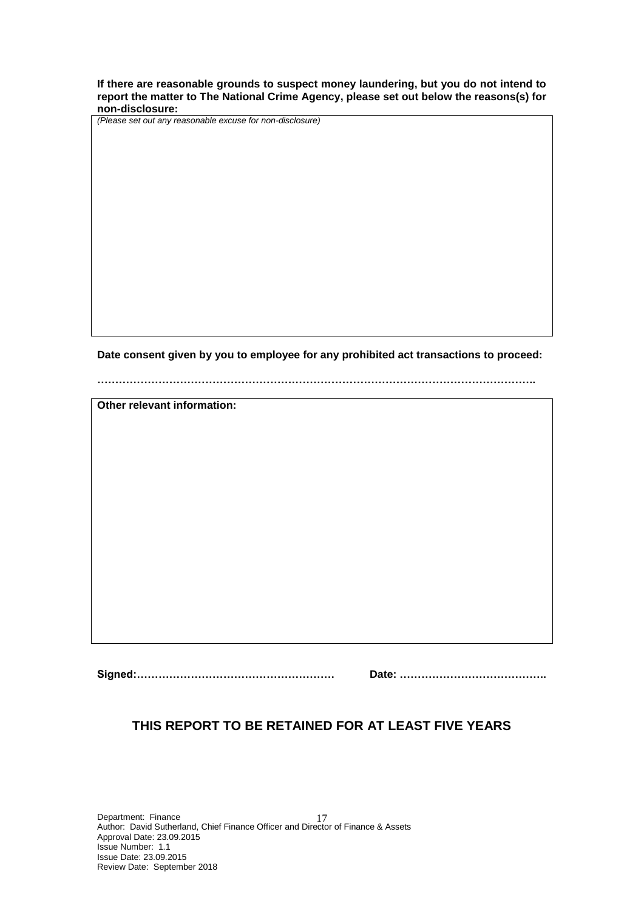**If there are reasonable grounds to suspect money laundering, but you do not intend to report the matter to The National Crime Agency, please set out below the reasons(s) for non-disclosure:**

*(Please set out any reasonable excuse for non-disclosure)*

**Date consent given by you to employee for any prohibited act transactions to proceed:**

**…………………………………………………………………………………………………….**

**Other relevant information:**

**Signed:………………………………………………… Date: …………………………………..**

## THIS REPORT TO BE RETAINED FOR AT LEAST FIVE YEARS

Department: Finance
Author: David Sutherland, Chief Finance Officer and Director of Finance & Assets
Approval Date: 23.09.2015
Issue Number: 1.1
Issue Date: 23.09.2015
Review Date: September 2018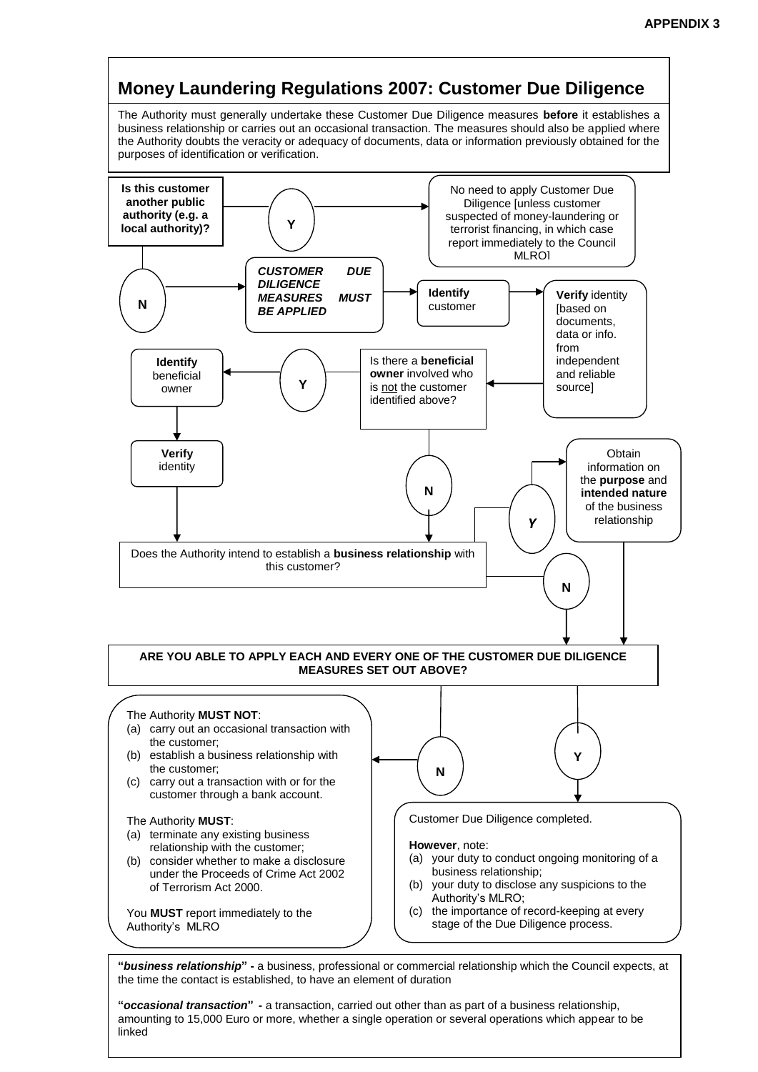**APPENDIX 3**

## Money Laundering Regulations 2007: Customer Due Diligence

The Authority must generally undertake these Customer Due Diligence measures **before** it establishes a business relationship or carries out an occasional transaction. The measures should also be applied where the Authority doubts the veracity or adequacy of documents, data or information previously obtained for the purposes of identification or verification.

**Is this customer another public authority (e.g. a local authority)?**

- **Y** → No need to apply Customer Due Diligence [unless customer suspected of money-laundering or terrorist financing, in which case report immediately to the Council MLRO]
- **N** → ***CUSTOMER DUE DILIGENCE MEASURES MUST BE APPLIED*** → **Identify** customer → **Verify** identity [based on documents, data or info. from independent and reliable source]

Is there a **beneficial owner** involved who is not the customer identified above?

- **Y** → **Identify** beneficial owner → **Verify** identity
- **N**

Does the Authority intend to establish a **business relationship** with this customer?

- **Y** → Obtain information on the **purpose** and **intended nature** of the business relationship
- **N**

**ARE YOU ABLE TO APPLY EACH AND EVERY ONE OF THE CUSTOMER DUE DILIGENCE MEASURES SET OUT ABOVE?**

**N** →

The Authority **MUST NOT**:
(a) carry out an occasional transaction with the customer;
(b) establish a business relationship with the customer;
(c) carry out a transaction with or for the customer through a bank account.

The Authority **MUST**:
(a) terminate any existing business relationship with the customer;
(b) consider whether to make a disclosure under the Proceeds of Crime Act 2002 of Terrorism Act 2000.

You **MUST** report immediately to the Authority's MLRO

**Y** →

Customer Due Diligence completed.

**However**, note:
(a) your duty to conduct ongoing monitoring of a business relationship;
(b) your duty to disclose any suspicions to the Authority's MLRO;
(c) the importance of record-keeping at every stage of the Due Diligence process.

**"*business relationship*" -** a business, professional or commercial relationship which the Council expects, at the time the contact is established, to have an element of duration

**"*occasional transaction*" -** a transaction, carried out other than as part of a business relationship, amounting to 15,000 Euro or more, whether a single operation or several operations which appear to be linked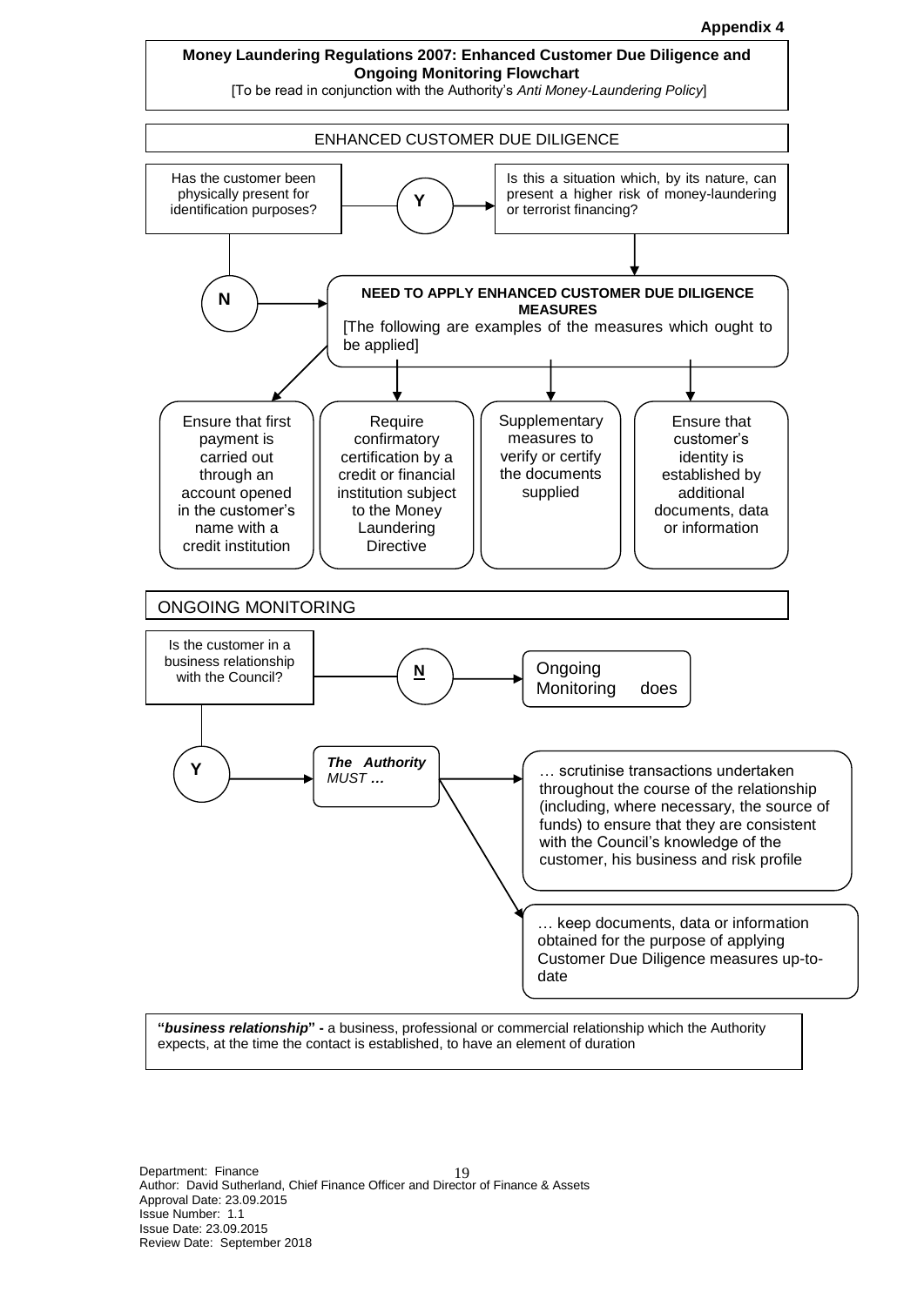Appendix 4

**Money Laundering Regulations 2007: Enhanced Customer Due Diligence and Ongoing Monitoring Flowchart**

[To be read in conjunction with the Authority's *Anti Money-Laundering Policy*]

ENHANCED CUSTOMER DUE DILIGENCE

Has the customer been physically present for identification purposes?

Y

Is this a situation which, by its nature, can present a higher risk of money-laundering or terrorist financing?

N

**NEED TO APPLY ENHANCED CUSTOMER DUE DILIGENCE MEASURES**

[The following are examples of the measures which ought to be applied]

Ensure that first payment is carried out through an account opened in the customer's name with a credit institution

Require confirmatory certification by a credit or financial institution subject to the Money Laundering Directive

Supplementary measures to verify or certify the documents supplied

Ensure that customer's identity is established by additional documents, data or information

ONGOING MONITORING

Is the customer in a business relationship with the Council?

N

Ongoing Monitoring does

Y

***The Authority*** *MUST …*

… scrutinise transactions undertaken throughout the course of the relationship (including, where necessary, the source of funds) to ensure that they are consistent with the Council's knowledge of the customer, his business and risk profile

… keep documents, data or information obtained for the purpose of applying Customer Due Diligence measures up-to-date

**"*business relationship*" -** a business, professional or commercial relationship which the Authority expects, at the time the contact is established, to have an element of duration

Department: Finance
Author: David Sutherland, Chief Finance Officer and Director of Finance & Assets
Approval Date: 23.09.2015
Issue Number: 1.1
Issue Date: 23.09.2015
Review Date: September 2018